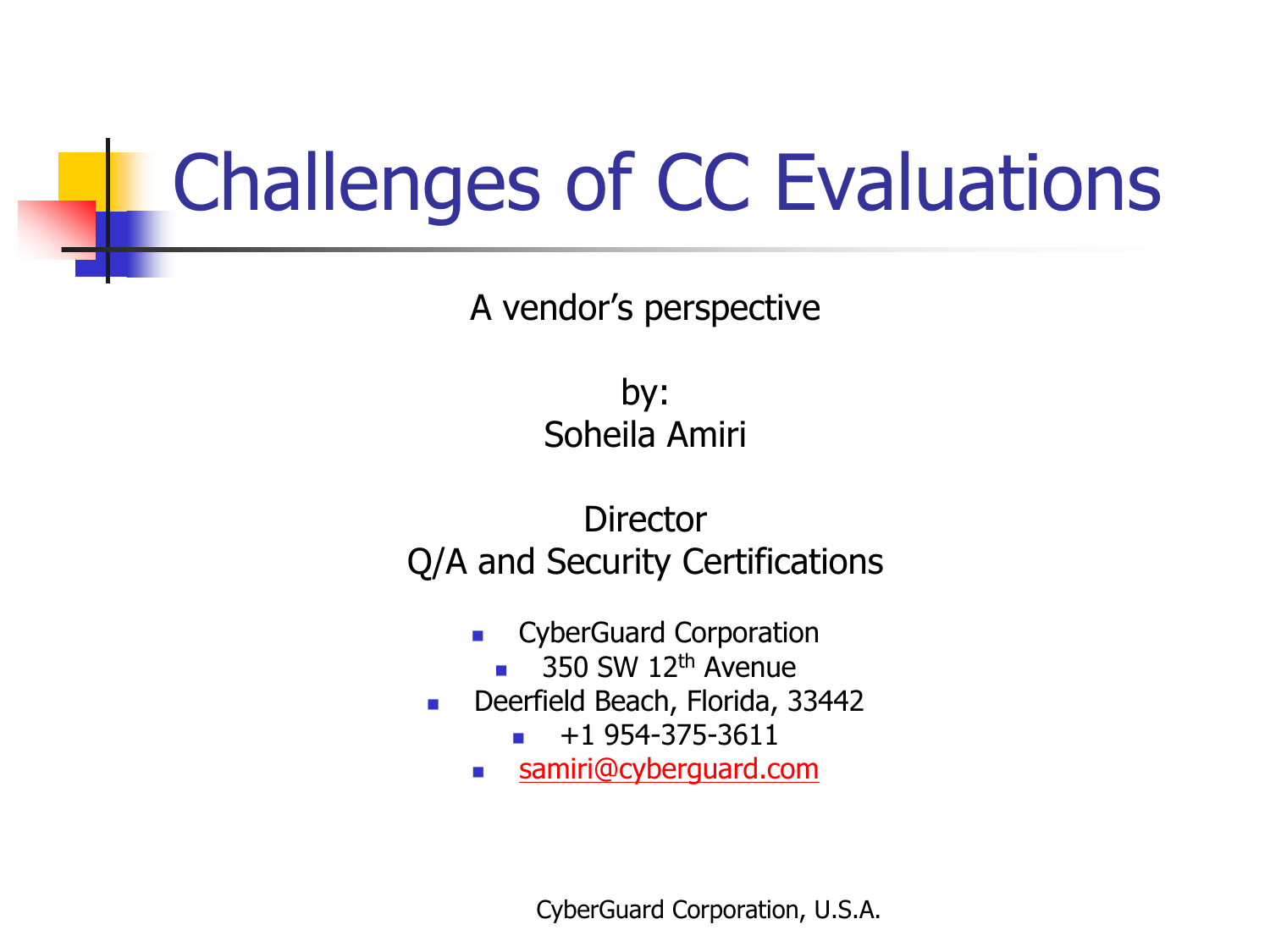# Challenges of CC Evaluations

A vendor's perspective

by:
Soheila Amiri

Director
Q/A and Security Certifications

- CyberGuard Corporation
  - 350 SW 12th Avenue
- Deerfield Beach, Florida, 33442
  - +1 954-375-3611
- samiri@cyberguard.com

CyberGuard Corporation, U.S.A.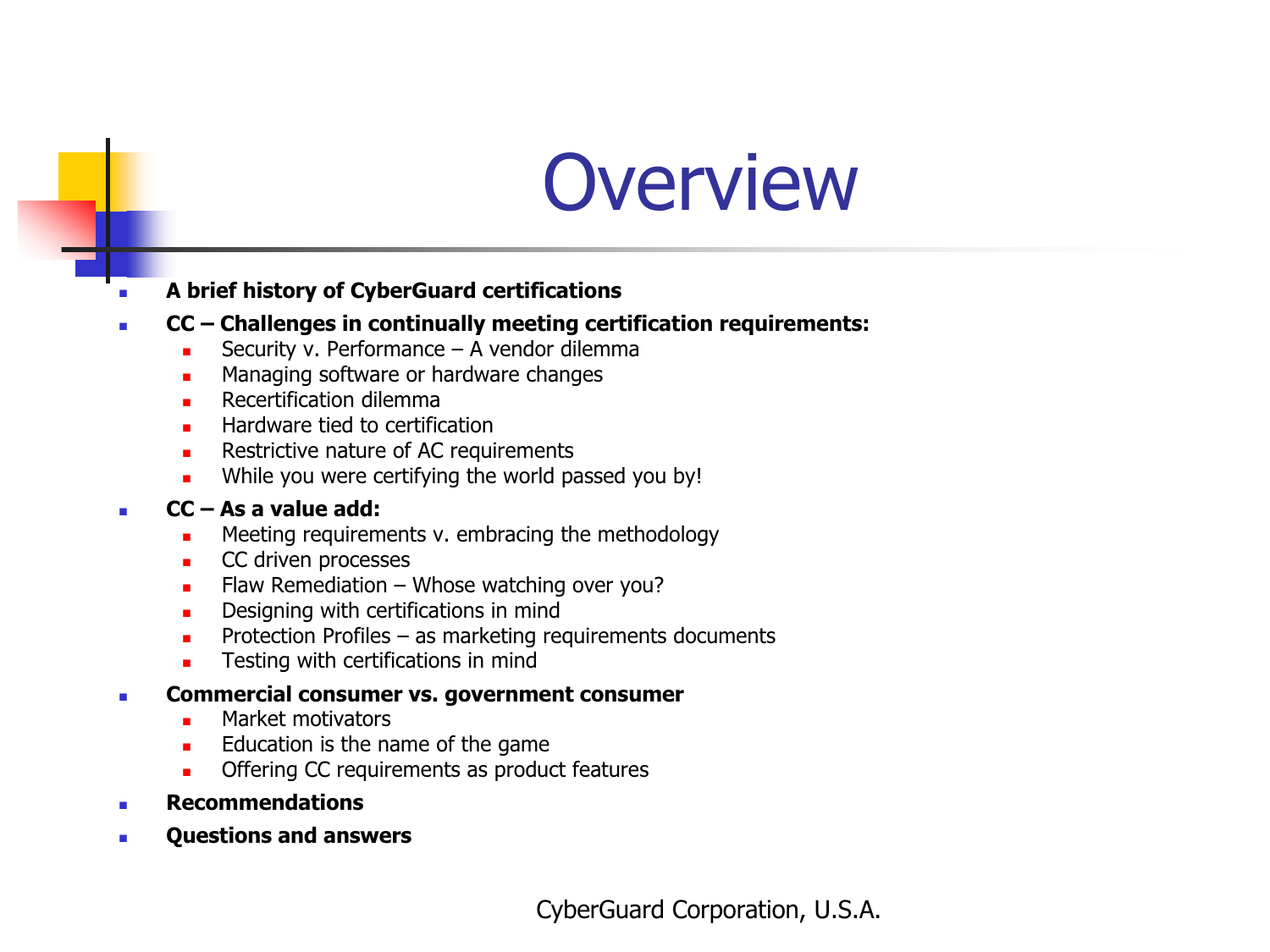# Overview

- **A brief history of CyberGuard certifications**
- **CC – Challenges in continually meeting certification requirements:**
  - Security v. Performance – A vendor dilemma
  - Managing software or hardware changes
  - Recertification dilemma
  - Hardware tied to certification
  - Restrictive nature of AC requirements
  - While you were certifying the world passed you by!
- **CC – As a value add:**
  - Meeting requirements v. embracing the methodology
  - CC driven processes
  - Flaw Remediation – Whose watching over you?
  - Designing with certifications in mind
  - Protection Profiles – as marketing requirements documents
  - Testing with certifications in mind
- **Commercial consumer vs. government consumer**
  - Market motivators
  - Education is the name of the game
  - Offering CC requirements as product features
- **Recommendations**
- **Questions and answers**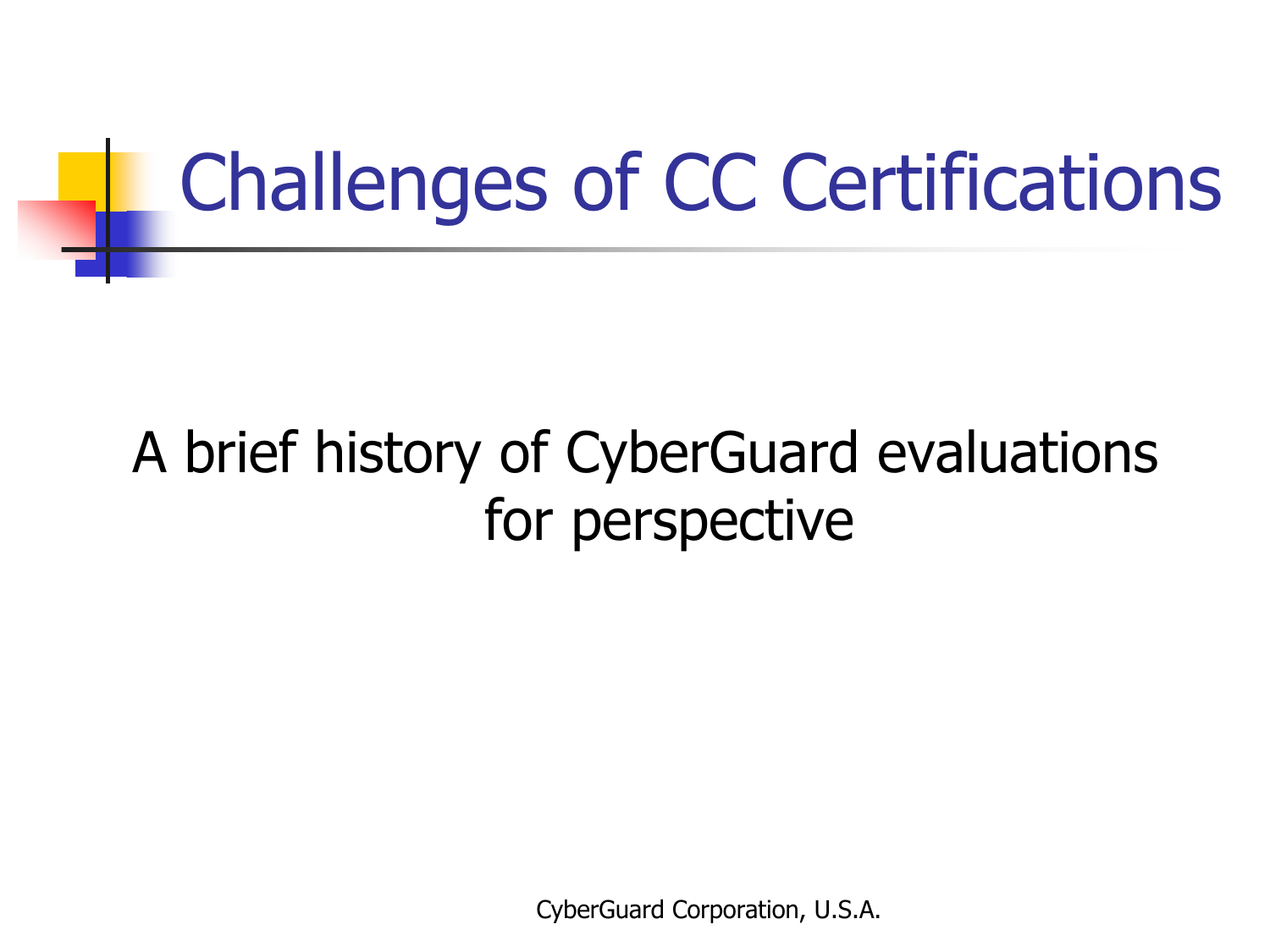# Challenges of CC Certifications

A brief history of CyberGuard evaluations for perspective

CyberGuard Corporation, U.S.A.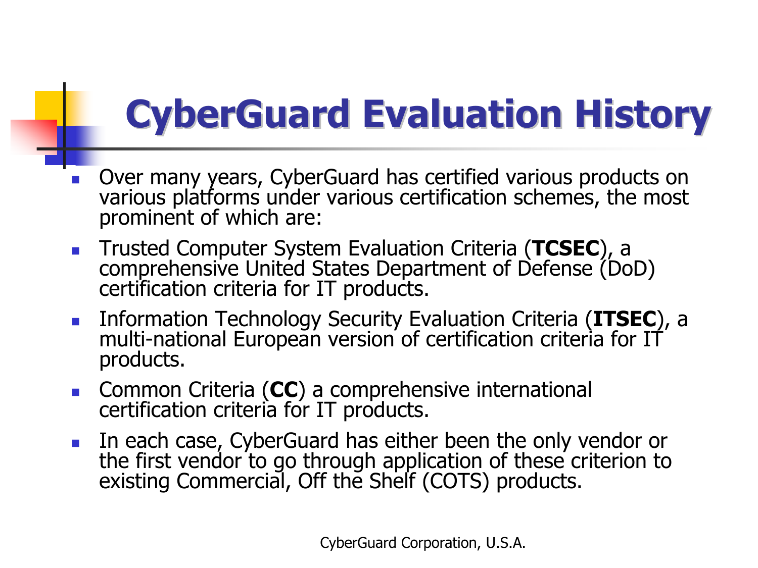# CyberGuard Evaluation History

- Over many years, CyberGuard has certified various products on various platforms under various certification schemes, the most prominent of which are:
- Trusted Computer System Evaluation Criteria (**TCSEC**), a comprehensive United States Department of Defense (DoD) certification criteria for IT products.
- Information Technology Security Evaluation Criteria (**ITSEC**), a multi-national European version of certification criteria for IT products.
- Common Criteria (**CC**) a comprehensive international certification criteria for IT products.
- In each case, CyberGuard has either been the only vendor or the first vendor to go through application of these criterion to existing Commercial, Off the Shelf (COTS) products.

CyberGuard Corporation, U.S.A.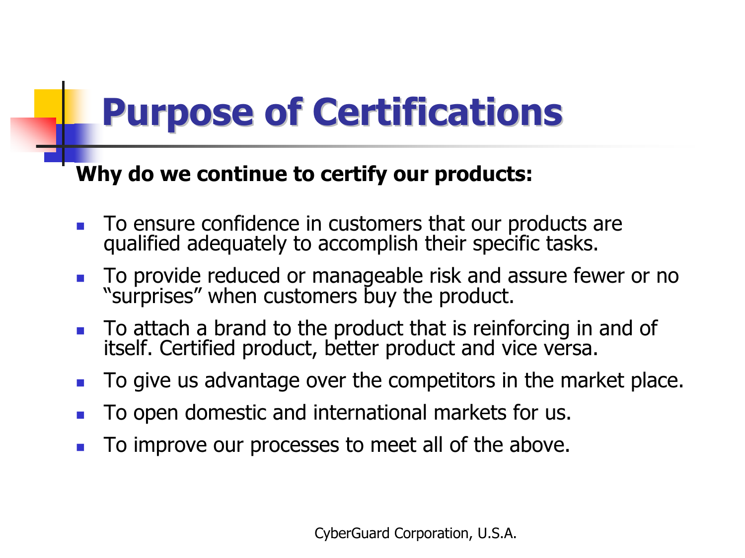# Purpose of Certifications

**Why do we continue to certify our products:**

- To ensure confidence in customers that our products are qualified adequately to accomplish their specific tasks.
- To provide reduced or manageable risk and assure fewer or no "surprises" when customers buy the product.
- To attach a brand to the product that is reinforcing in and of itself. Certified product, better product and vice versa.
- To give us advantage over the competitors in the market place.
- To open domestic and international markets for us.
- To improve our processes to meet all of the above.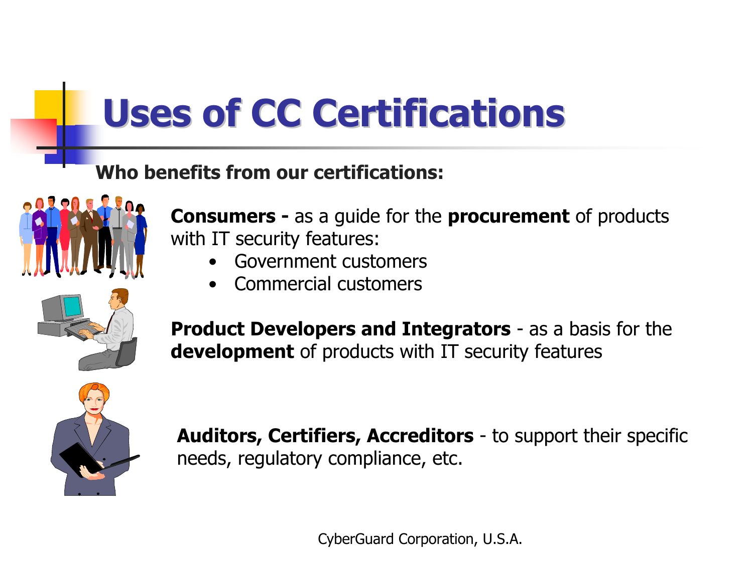# Uses of CC Certifications

**Who benefits from our certifications:**

**Consumers -** as a guide for the **procurement** of products with IT security features:

- Government customers
- Commercial customers

**Product Developers and Integrators** - as a basis for the **development** of products with IT security features

**Auditors, Certifiers, Accreditors** - to support their specific needs, regulatory compliance, etc.

CyberGuard Corporation, U.S.A.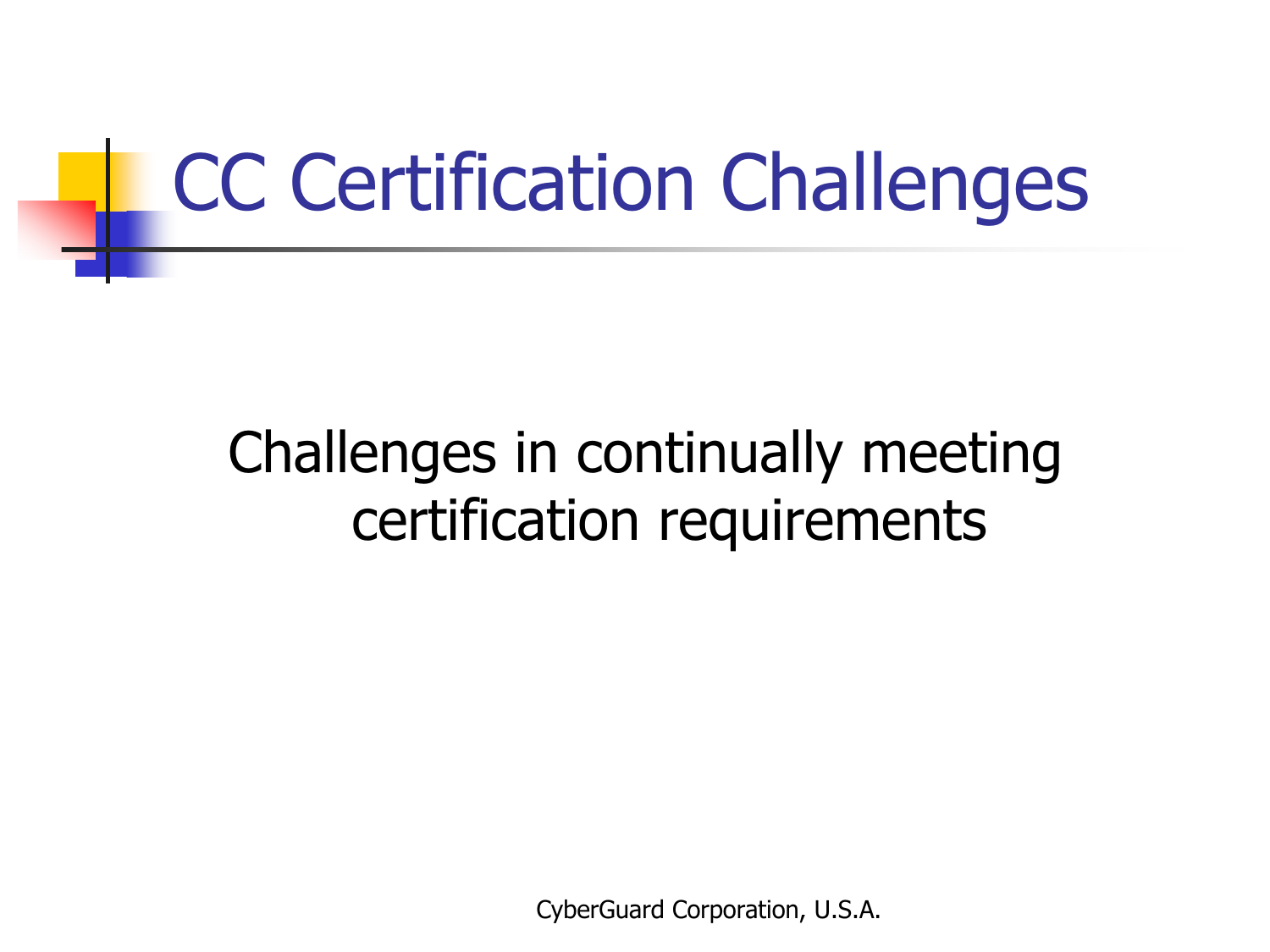# CC Certification Challenges

Challenges in continually meeting certification requirements

CyberGuard Corporation, U.S.A.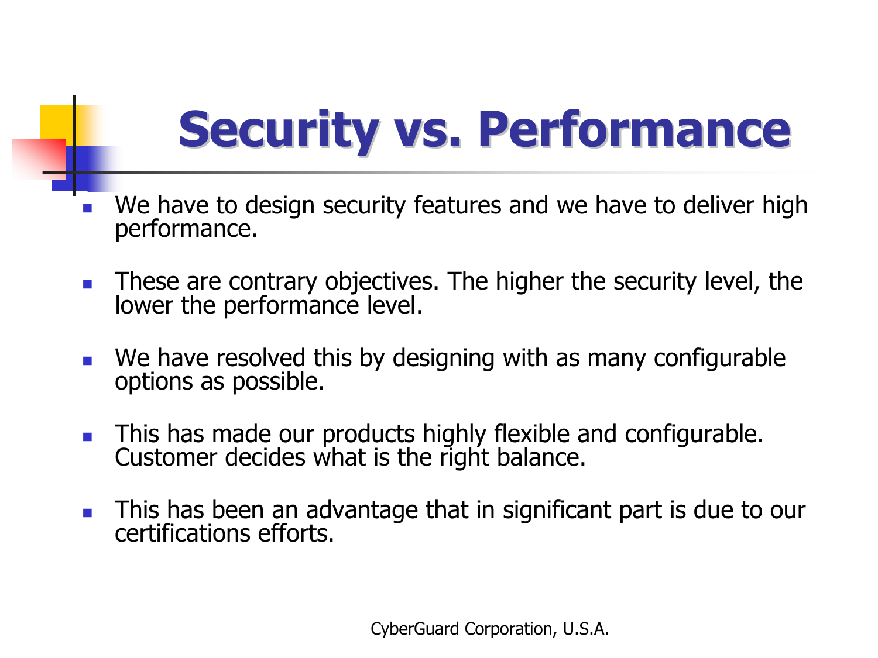# Security vs. Performance

- We have to design security features and we have to deliver high performance.
- These are contrary objectives. The higher the security level, the lower the performance level.
- We have resolved this by designing with as many configurable options as possible.
- This has made our products highly flexible and configurable. Customer decides what is the right balance.
- This has been an advantage that in significant part is due to our certifications efforts.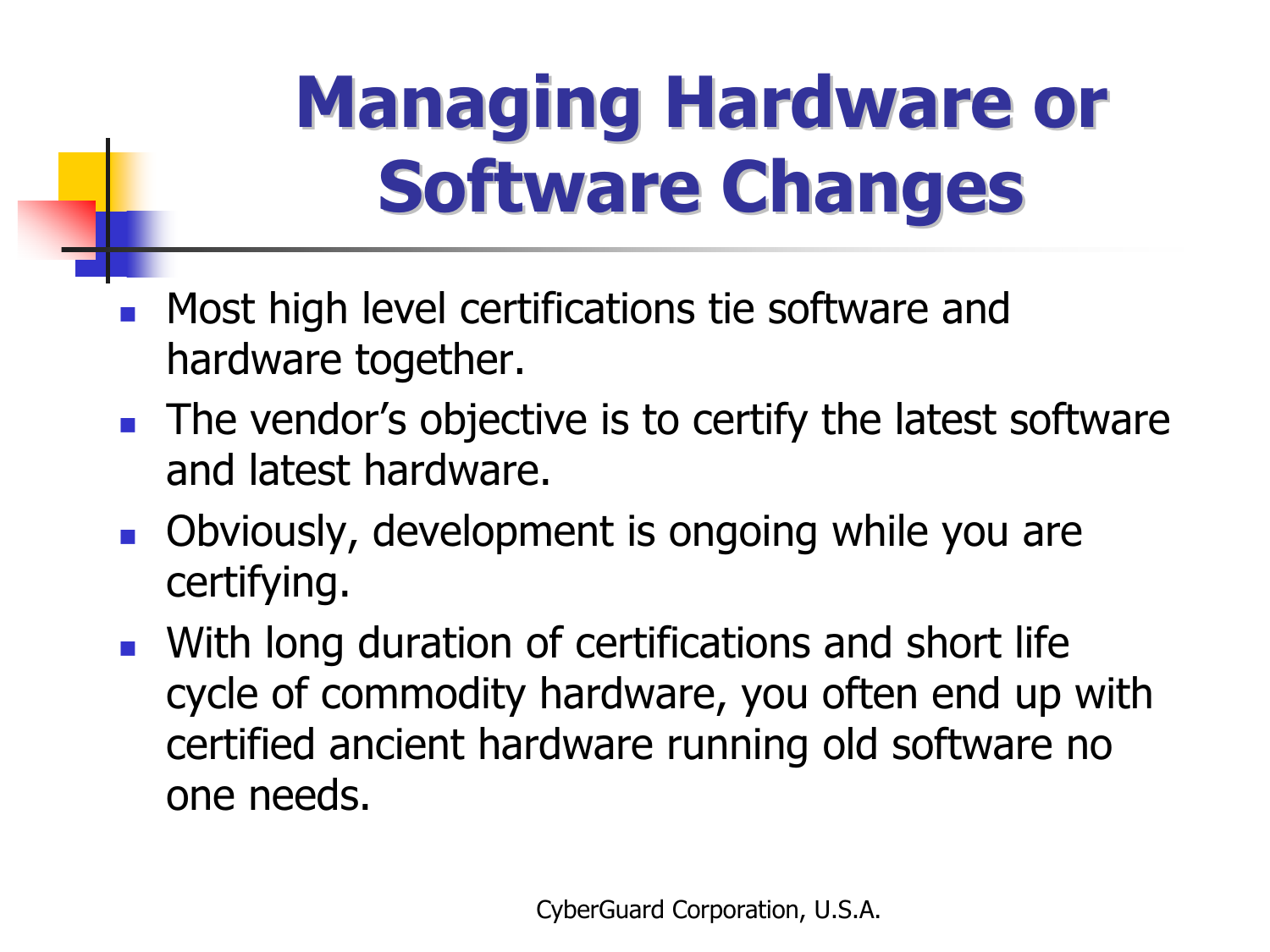# Managing Hardware or Software Changes

- Most high level certifications tie software and hardware together.
- The vendor's objective is to certify the latest software and latest hardware.
- Obviously, development is ongoing while you are certifying.
- With long duration of certifications and short life cycle of commodity hardware, you often end up with certified ancient hardware running old software no one needs.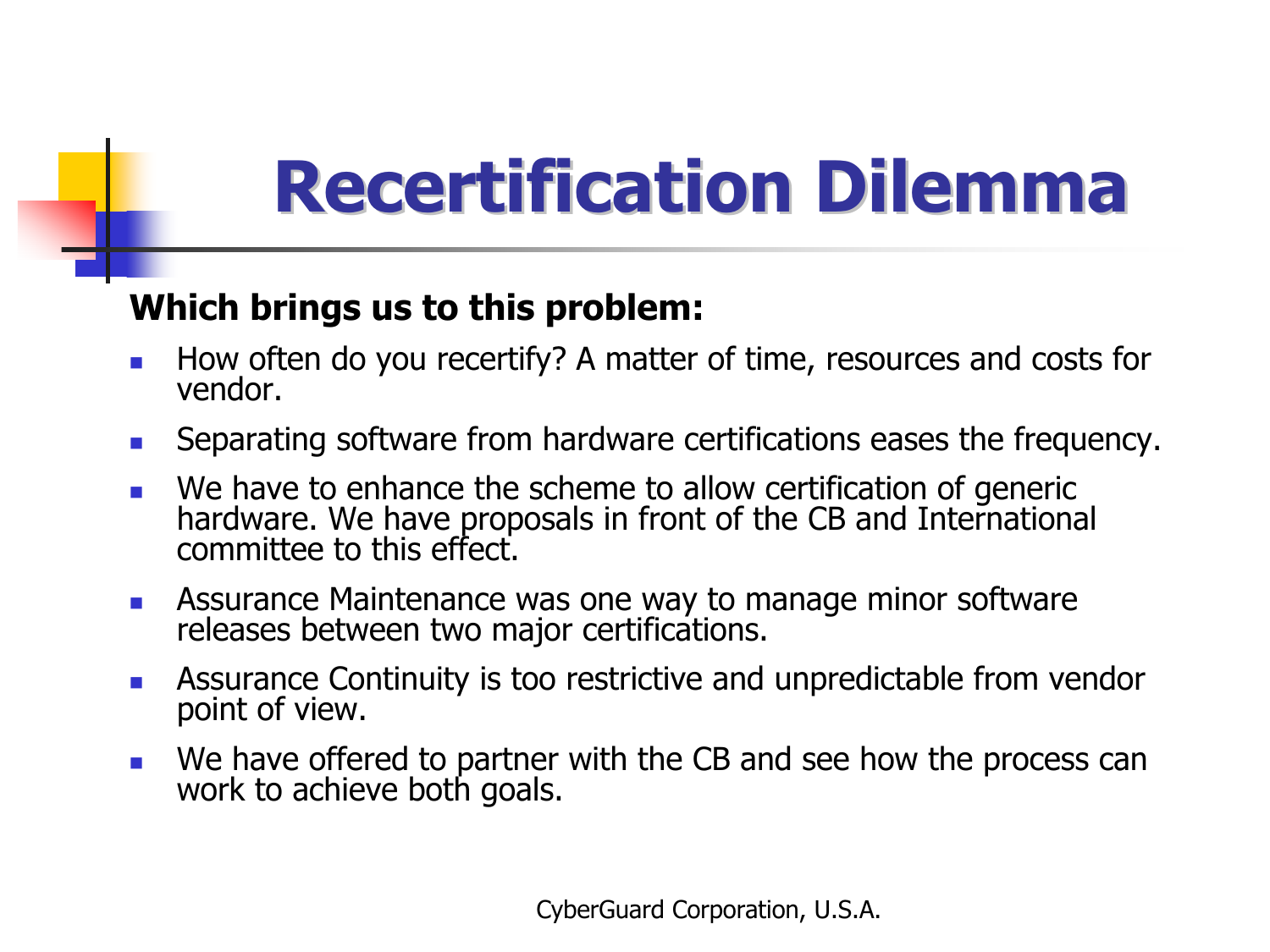# Recertification Dilemma

**Which brings us to this problem:**

- How often do you recertify? A matter of time, resources and costs for vendor.
- Separating software from hardware certifications eases the frequency.
- We have to enhance the scheme to allow certification of generic hardware. We have proposals in front of the CB and International committee to this effect.
- Assurance Maintenance was one way to manage minor software releases between two major certifications.
- Assurance Continuity is too restrictive and unpredictable from vendor point of view.
- We have offered to partner with the CB and see how the process can work to achieve both goals.

CyberGuard Corporation, U.S.A.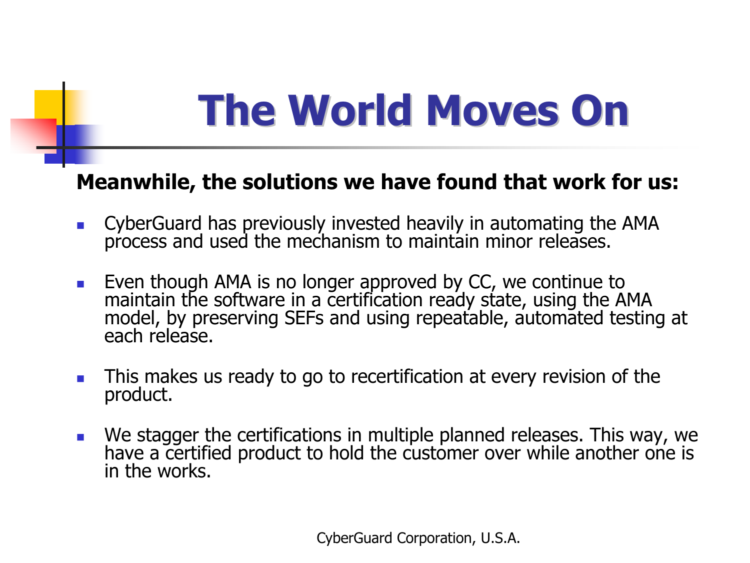# The World Moves On

**Meanwhile, the solutions we have found that work for us:**

- CyberGuard has previously invested heavily in automating the AMA process and used the mechanism to maintain minor releases.
- Even though AMA is no longer approved by CC, we continue to maintain the software in a certification ready state, using the AMA model, by preserving SEFs and using repeatable, automated testing at each release.
- This makes us ready to go to recertification at every revision of the product.
- We stagger the certifications in multiple planned releases. This way, we have a certified product to hold the customer over while another one is in the works.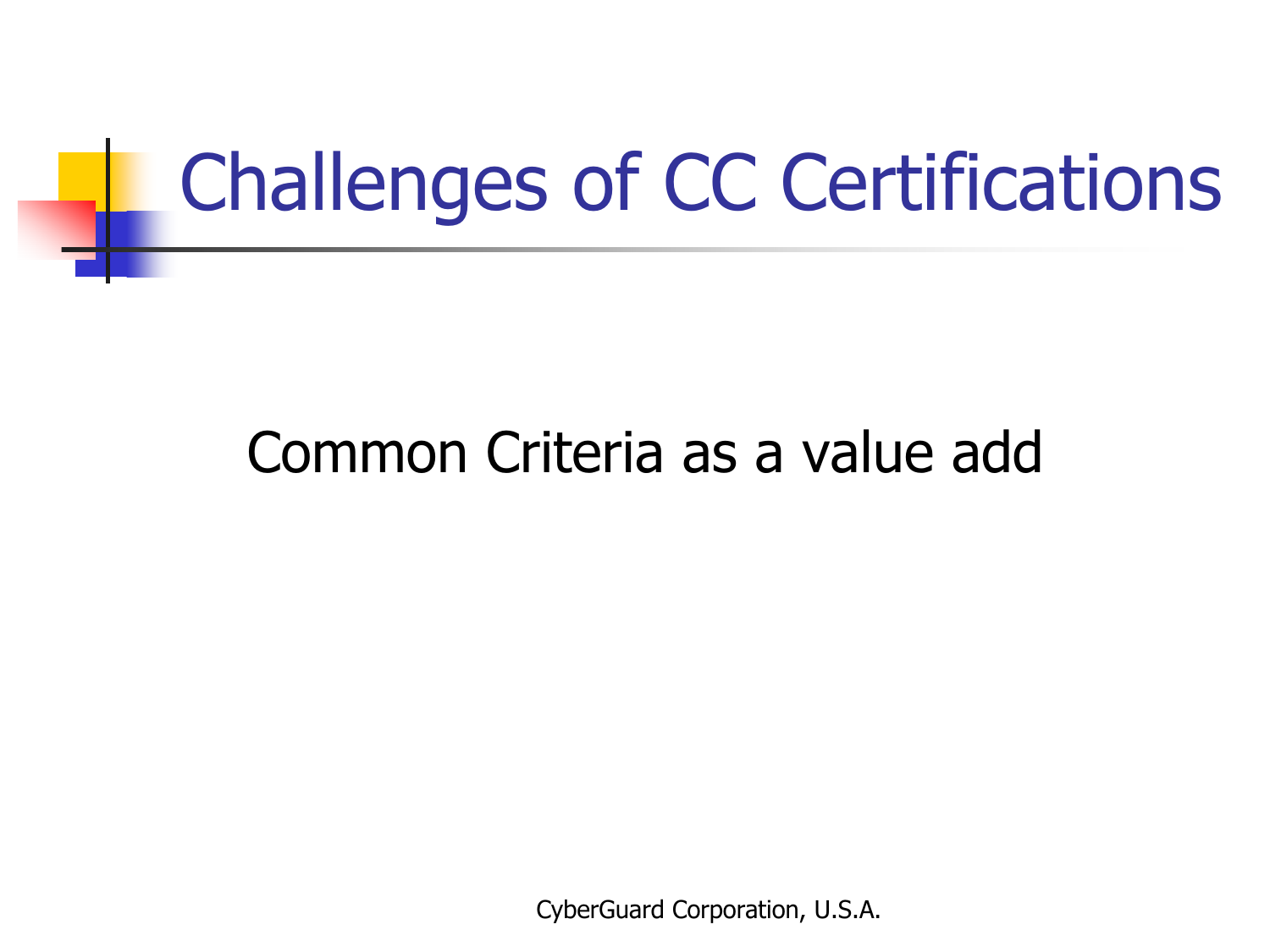# Challenges of CC Certifications

Common Criteria as a value add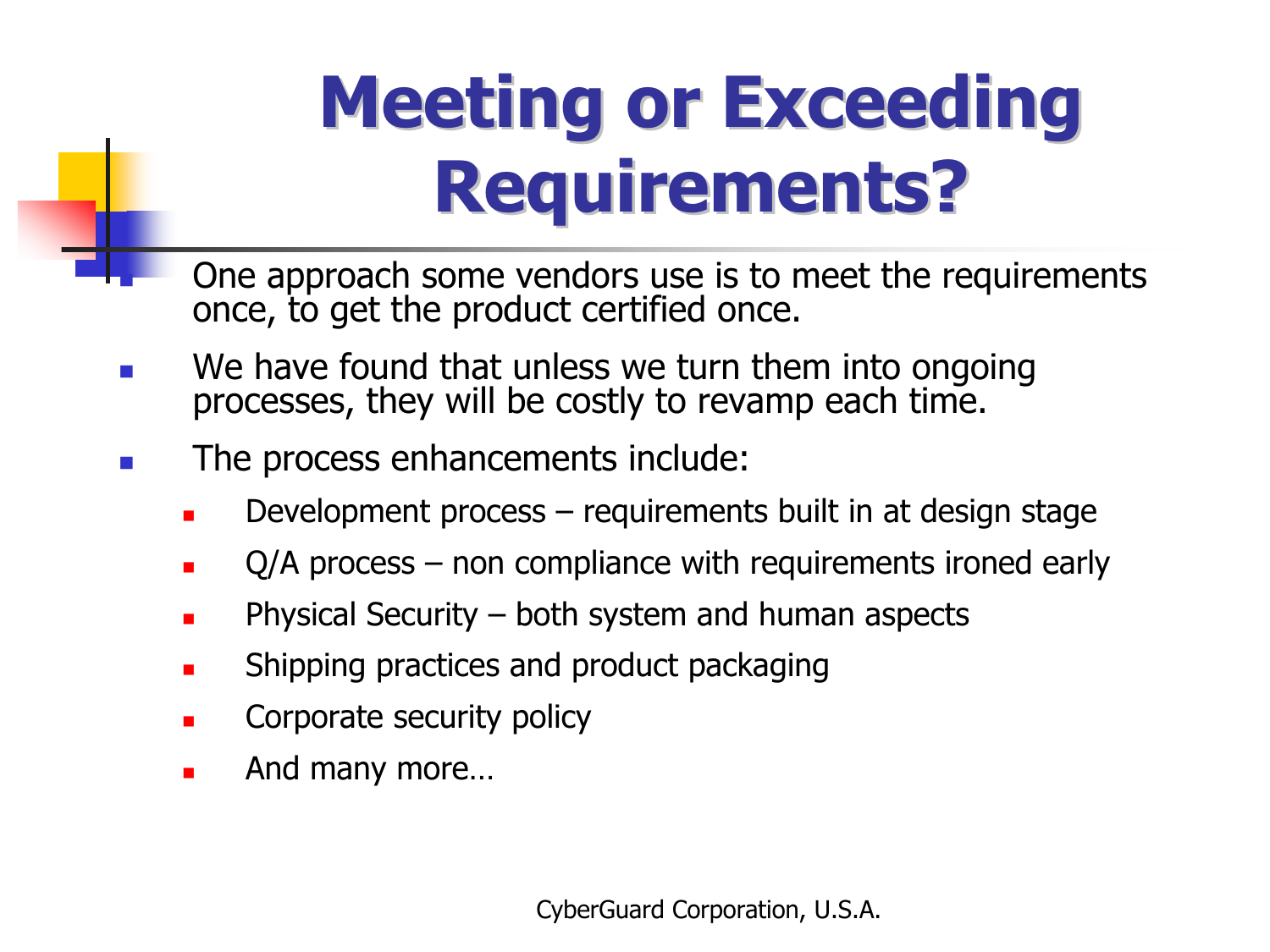# Meeting or Exceeding Requirements?

- One approach some vendors use is to meet the requirements once, to get the product certified once.
- We have found that unless we turn them into ongoing processes, they will be costly to revamp each time.
- The process enhancements include:
  - Development process – requirements built in at design stage
  - Q/A process – non compliance with requirements ironed early
  - Physical Security – both system and human aspects
  - Shipping practices and product packaging
  - Corporate security policy
  - And many more…

CyberGuard Corporation, U.S.A.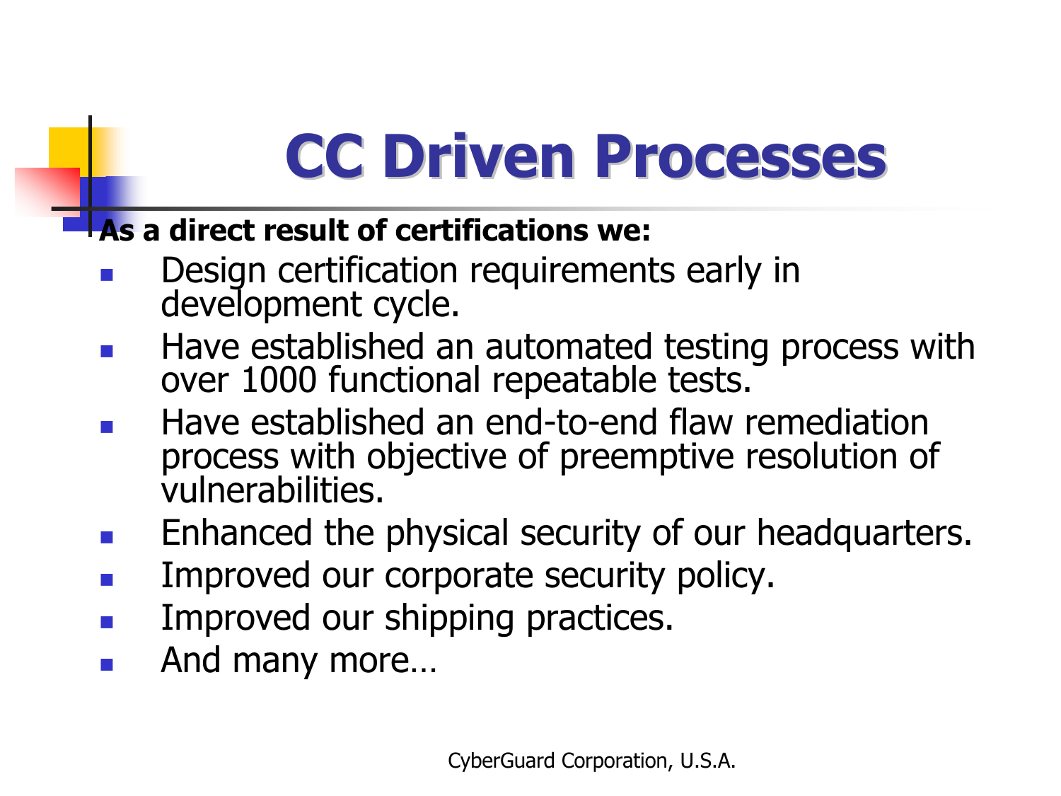# CC Driven Processes

**As a direct result of certifications we:**

- Design certification requirements early in development cycle.
- Have established an automated testing process with over 1000 functional repeatable tests.
- Have established an end-to-end flaw remediation process with objective of preemptive resolution of vulnerabilities.
- Enhanced the physical security of our headquarters.
- Improved our corporate security policy.
- Improved our shipping practices.
- And many more…

CyberGuard Corporation, U.S.A.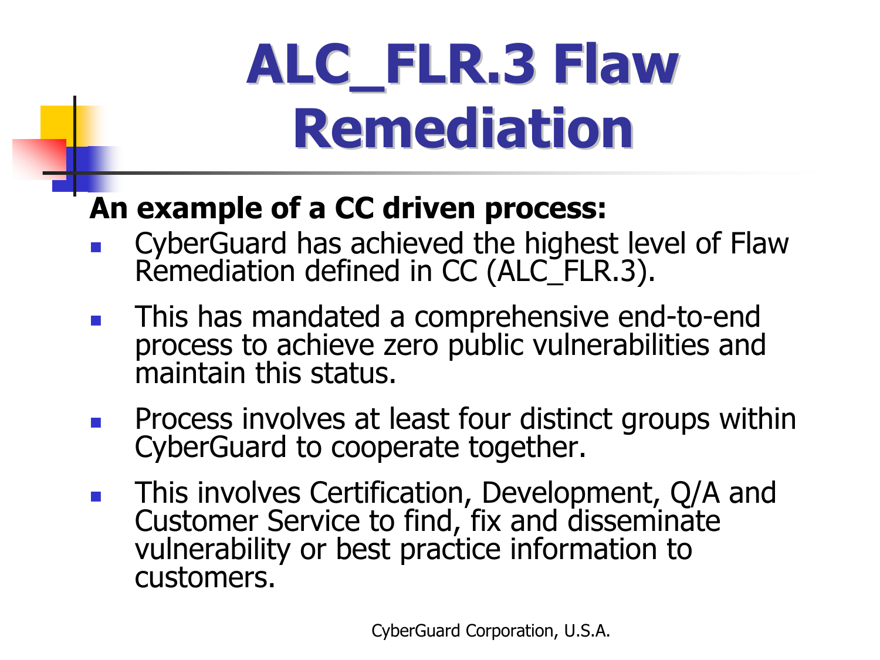# ALC_FLR.3 Flaw Remediation

**An example of a CC driven process:**

- CyberGuard has achieved the highest level of Flaw Remediation defined in CC (ALC_FLR.3).
- This has mandated a comprehensive end-to-end process to achieve zero public vulnerabilities and maintain this status.
- Process involves at least four distinct groups within CyberGuard to cooperate together.
- This involves Certification, Development, Q/A and Customer Service to find, fix and disseminate vulnerability or best practice information to customers.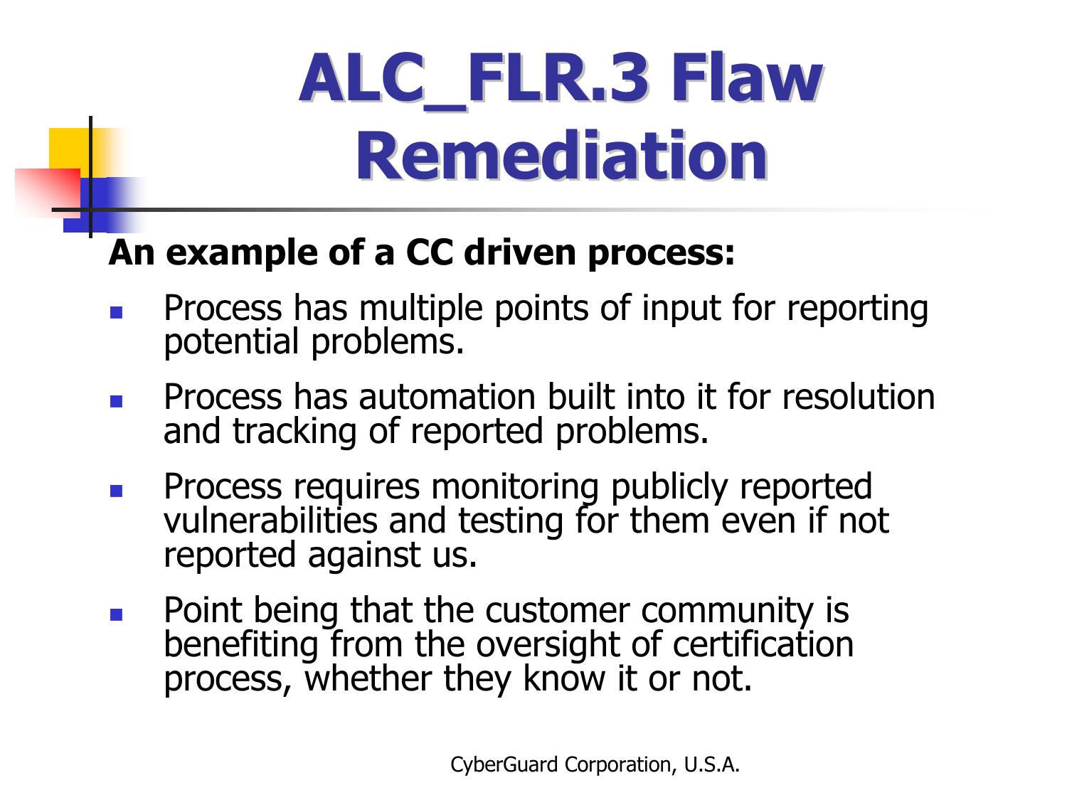# ALC_FLR.3 Flaw Remediation

**An example of a CC driven process:**

- Process has multiple points of input for reporting potential problems.
- Process has automation built into it for resolution and tracking of reported problems.
- Process requires monitoring publicly reported vulnerabilities and testing for them even if not reported against us.
- Point being that the customer community is benefiting from the oversight of certification process, whether they know it or not.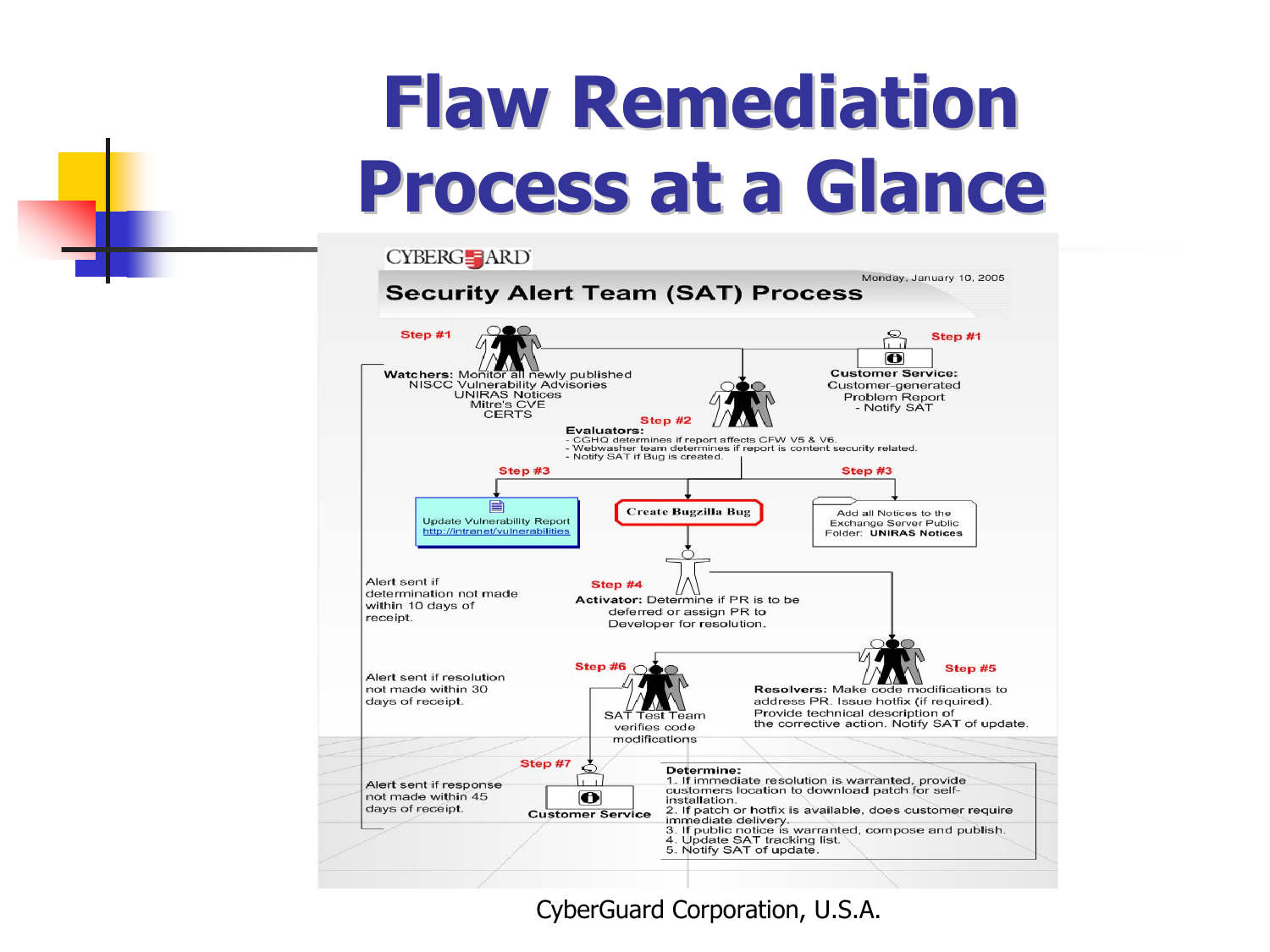# Flaw Remediation Process at a Glance

CYBERGUARD

Monday, January 10, 2005

Security Alert Team (SAT) Process

Step #1

Watchers: Monitor all newly published NISCC Vulnerability Advisories UNIRAS Notices Mitre's CVE CERTS

Step #1

Customer Service: Customer-generated Problem Report - Notify SAT

Step #2

Evaluators:
- CGHQ determines if report affects CFW V5 & V6.
- Webwasher team determines if report is content security related.
- Notify SAT if Bug is created.

Step #3

Update Vulnerability Report http://intranet/vulnerabilities

Create Bugzilla Bug

Step #3

Add all Notices to the Exchange Server Public Folder: UNIRAS Notices

Alert sent if determination not made within 10 days of receipt.

Step #4

Activator: Determine if PR is to be deferred or assign PR to Developer for resolution.

Alert sent if resolution not made within 30 days of receipt.

Step #6

SAT Test Team verifies code modifications

Step #5

Resolvers: Make code modifications to address PR. Issue hotfix (if required). Provide technical description of the corrective action. Notify SAT of update.

Step #7

Alert sent if response not made within 45 days of receipt.

Customer Service

Determine:
1. If immediate resolution is warranted, provide customers location to download patch for self-installation.
2. If patch or hotfix is available, does customer require immediate delivery.
3. If public notice is warranted, compose and publish.
4. Update SAT tracking list.
5. Notify SAT of update.

CyberGuard Corporation, U.S.A.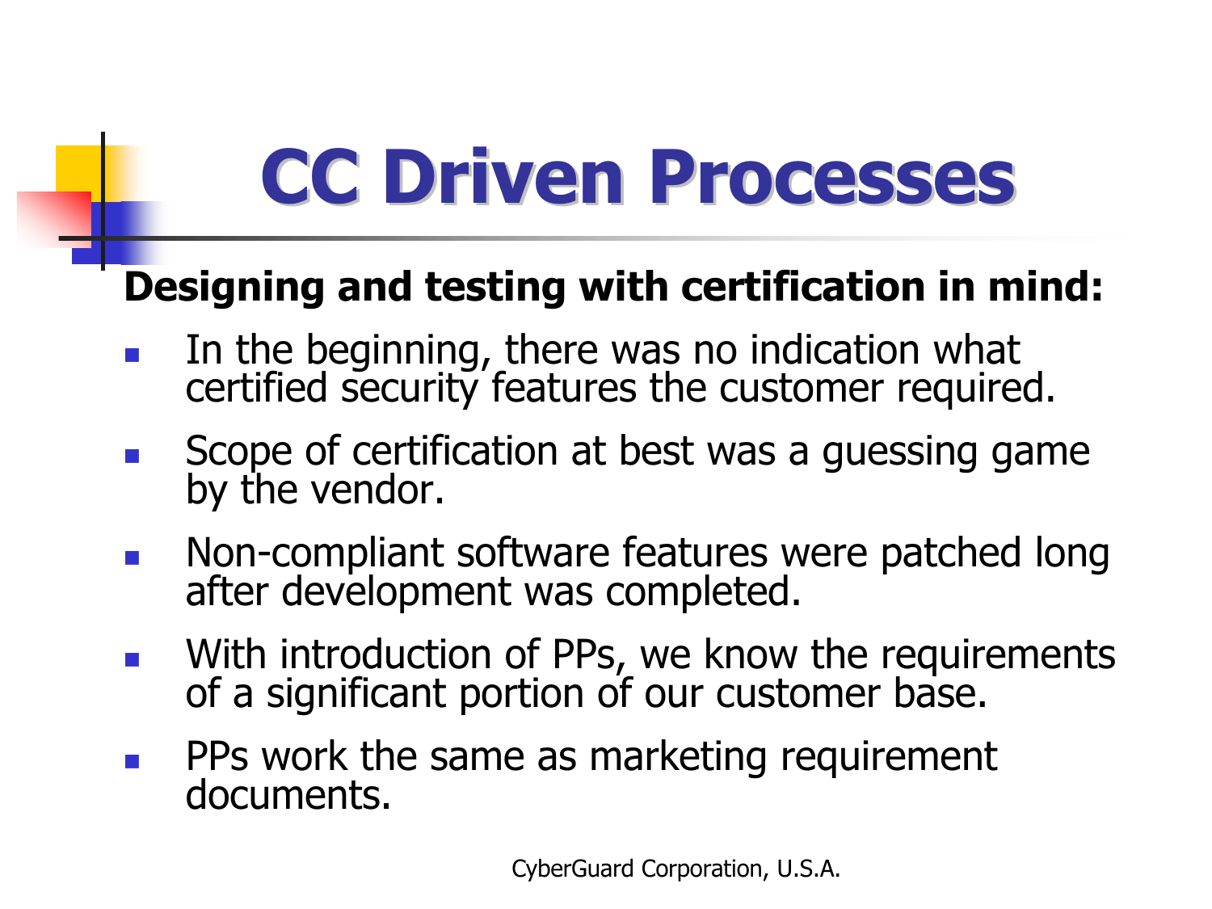# CC Driven Processes

**Designing and testing with certification in mind:**

- In the beginning, there was no indication what certified security features the customer required.
- Scope of certification at best was a guessing game by the vendor.
- Non-compliant software features were patched long after development was completed.
- With introduction of PPs, we know the requirements of a significant portion of our customer base.
- PPs work the same as marketing requirement documents.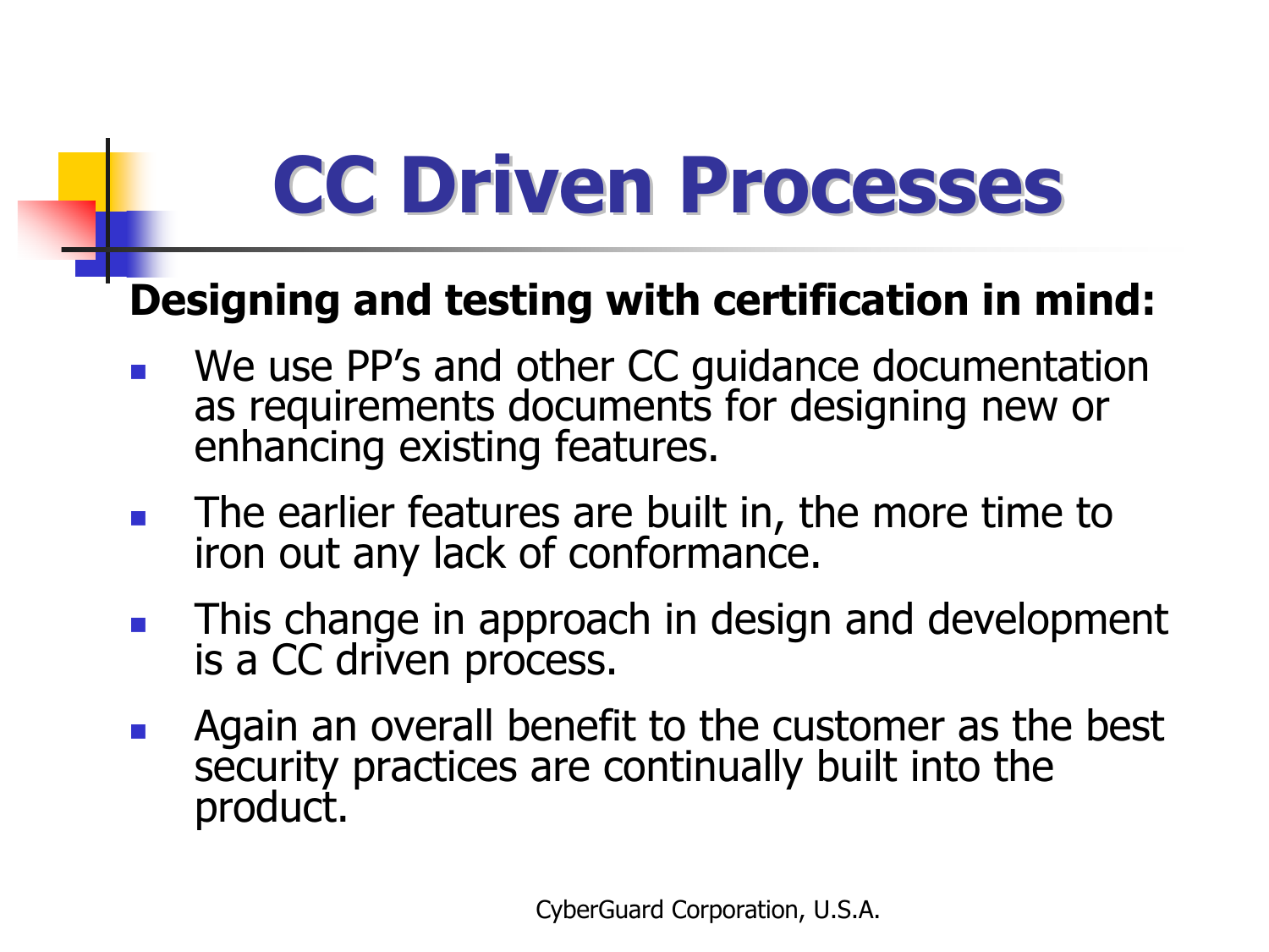# CC Driven Processes

**Designing and testing with certification in mind:**

- We use PP's and other CC guidance documentation as requirements documents for designing new or enhancing existing features.
- The earlier features are built in, the more time to iron out any lack of conformance.
- This change in approach in design and development is a CC driven process.
- Again an overall benefit to the customer as the best security practices are continually built into the product.

CyberGuard Corporation, U.S.A.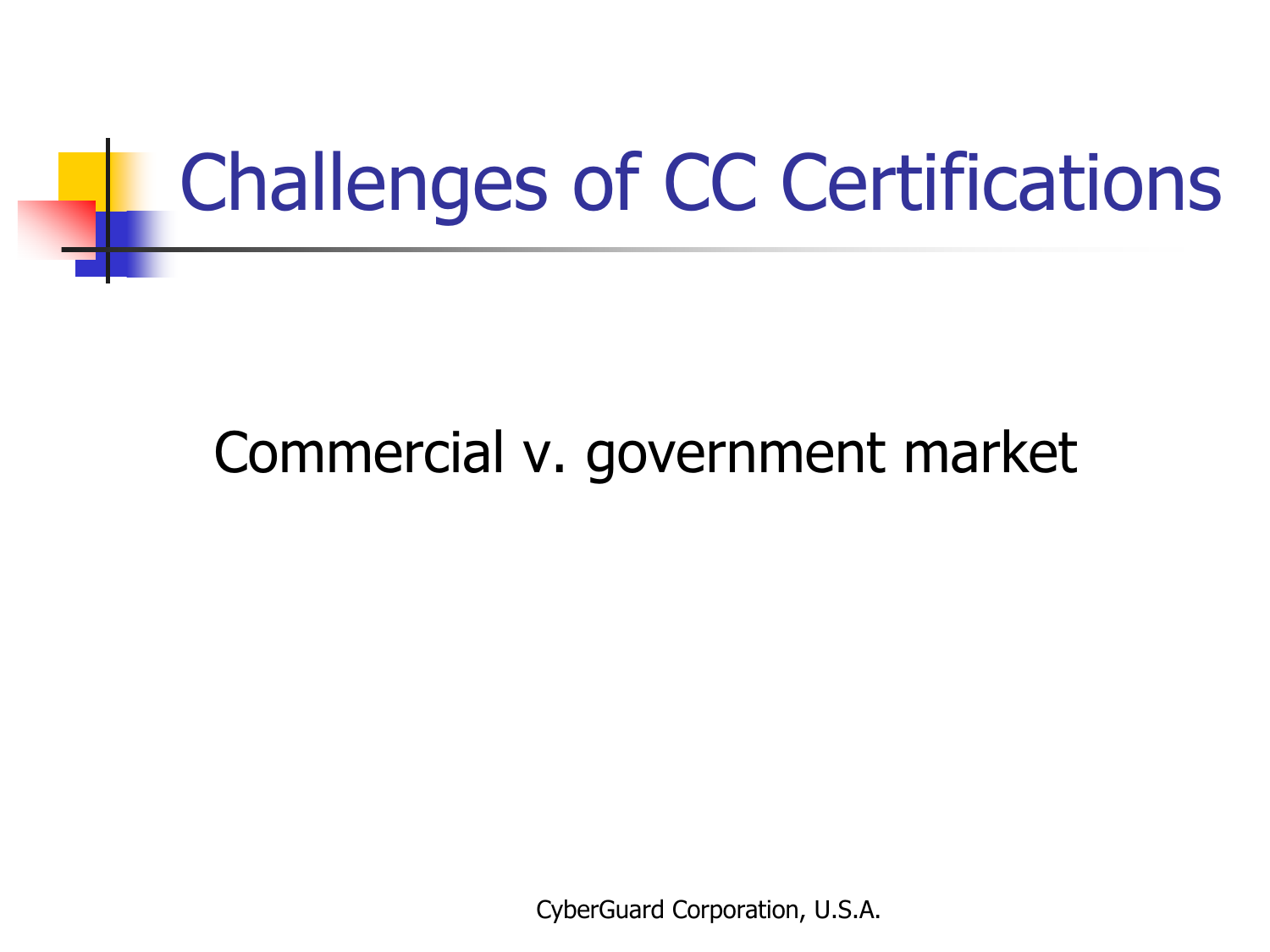# Challenges of CC Certifications

Commercial v. government market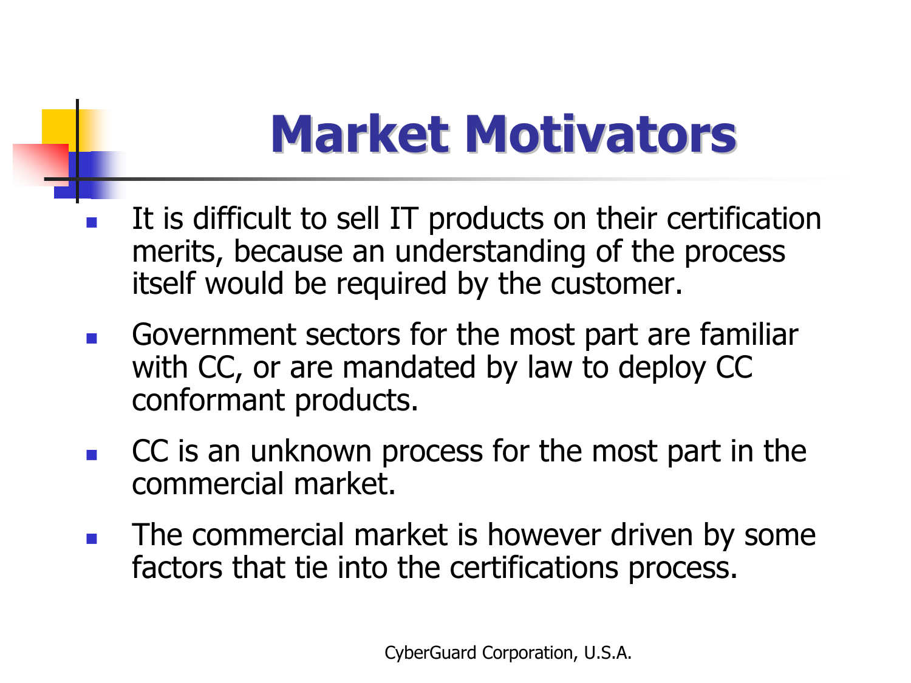# Market Motivators

- It is difficult to sell IT products on their certification merits, because an understanding of the process itself would be required by the customer.
- Government sectors for the most part are familiar with CC, or are mandated by law to deploy CC conformant products.
- CC is an unknown process for the most part in the commercial market.
- The commercial market is however driven by some factors that tie into the certifications process.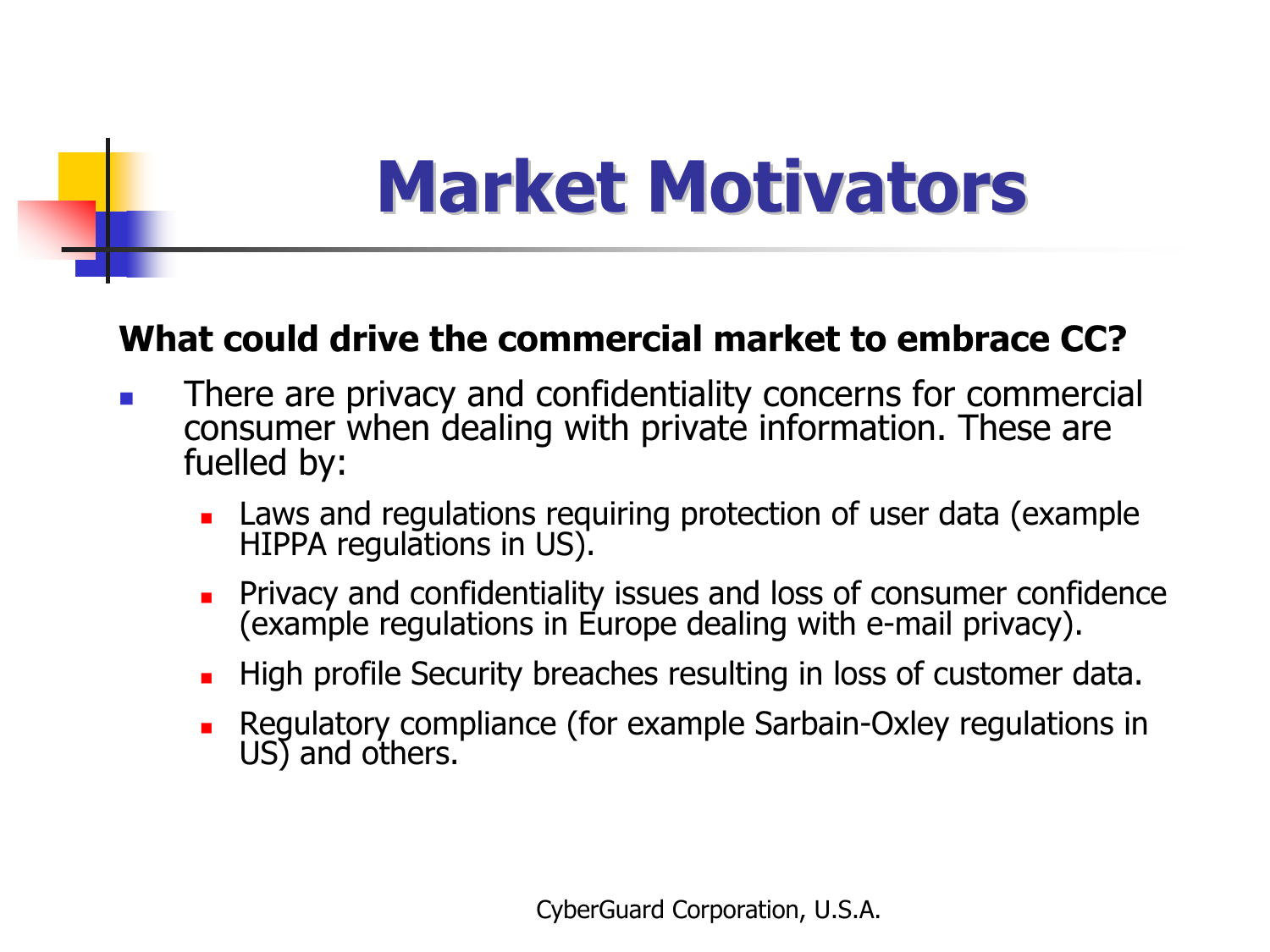# Market Motivators

**What could drive the commercial market to embrace CC?**

- There are privacy and confidentiality concerns for commercial consumer when dealing with private information. These are fuelled by:
  - Laws and regulations requiring protection of user data (example HIPPA regulations in US).
  - Privacy and confidentiality issues and loss of consumer confidence (example regulations in Europe dealing with e-mail privacy).
  - High profile Security breaches resulting in loss of customer data.
  - Regulatory compliance (for example Sarbain-Oxley regulations in US) and others.

CyberGuard Corporation, U.S.A.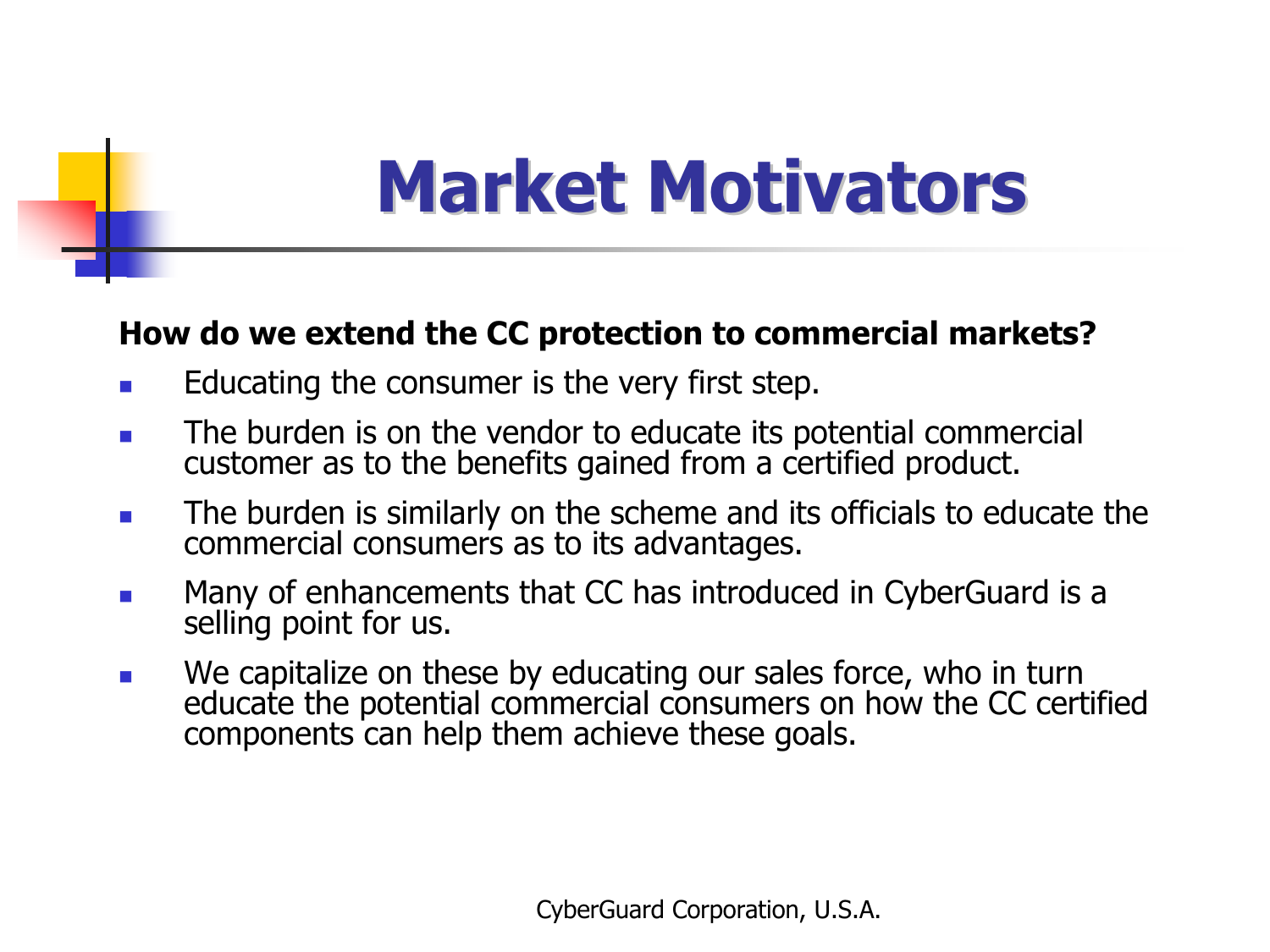# Market Motivators

**How do we extend the CC protection to commercial markets?**

- Educating the consumer is the very first step.
- The burden is on the vendor to educate its potential commercial customer as to the benefits gained from a certified product.
- The burden is similarly on the scheme and its officials to educate the commercial consumers as to its advantages.
- Many of enhancements that CC has introduced in CyberGuard is a selling point for us.
- We capitalize on these by educating our sales force, who in turn educate the potential commercial consumers on how the CC certified components can help them achieve these goals.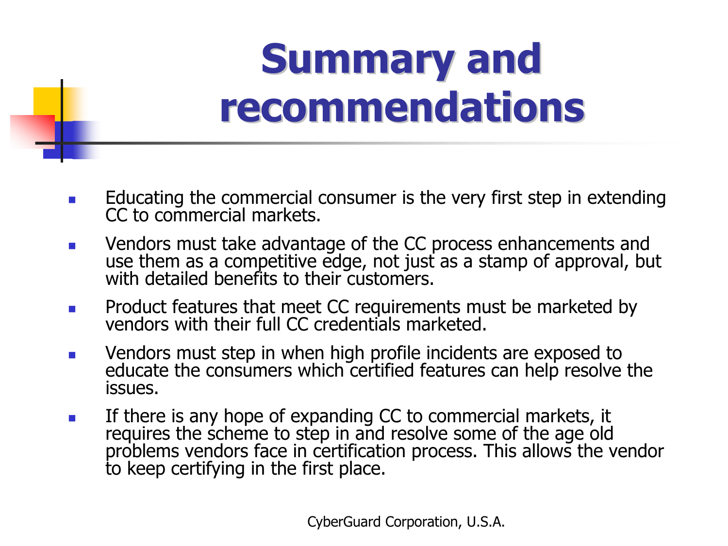# Summary and recommendations

- Educating the commercial consumer is the very first step in extending CC to commercial markets.
- Vendors must take advantage of the CC process enhancements and use them as a competitive edge, not just as a stamp of approval, but with detailed benefits to their customers.
- Product features that meet CC requirements must be marketed by vendors with their full CC credentials marketed.
- Vendors must step in when high profile incidents are exposed to educate the consumers which certified features can help resolve the issues.
- If there is any hope of expanding CC to commercial markets, it requires the scheme to step in and resolve some of the age old problems vendors face in certification process. This allows the vendor to keep certifying in the first place.

CyberGuard Corporation, U.S.A.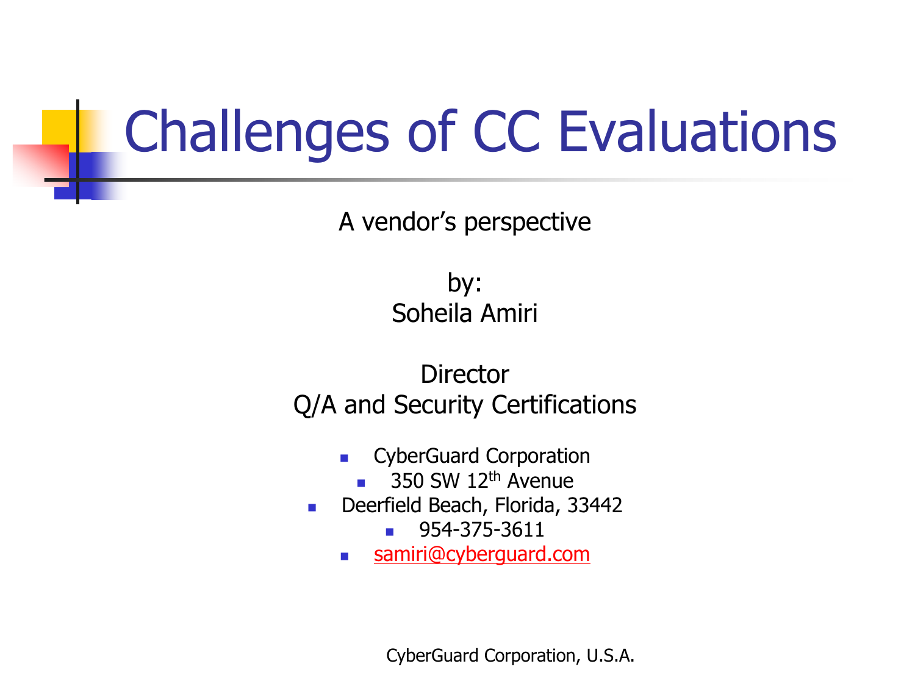# Challenges of CC Evaluations

A vendor's perspective

by:
Soheila Amiri

Director
Q/A and Security Certifications

- CyberGuard Corporation
  - 350 SW 12th Avenue
- Deerfield Beach, Florida, 33442
  - 954-375-3611
- samiri@cyberguard.com

CyberGuard Corporation, U.S.A.